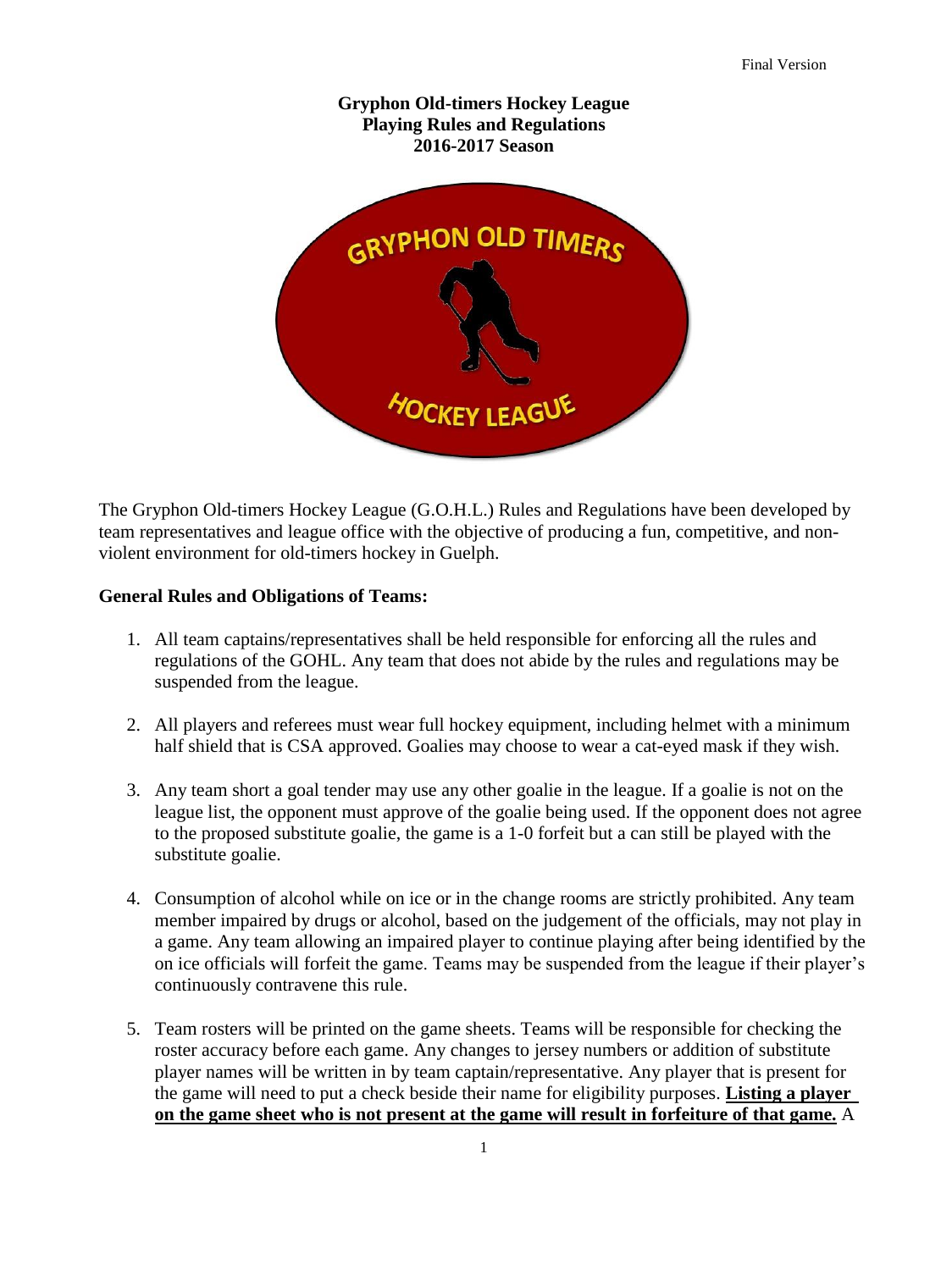Final Version

**Gryphon Old-timers Hockey League**
**Playing Rules and Regulations**
**2016-2017 Season**

GRYPHON OLD TIMERS HOCKEY LEAGUE

The Gryphon Old-timers Hockey League (G.O.H.L.) Rules and Regulations have been developed by team representatives and league office with the objective of producing a fun, competitive, and non-violent environment for old-timers hockey in Guelph.

**General Rules and Obligations of Teams:**

1. All team captains/representatives shall be held responsible for enforcing all the rules and regulations of the GOHL. Any team that does not abide by the rules and regulations may be suspended from the league.

2. All players and referees must wear full hockey equipment, including helmet with a minimum half shield that is CSA approved. Goalies may choose to wear a cat-eyed mask if they wish.

3. Any team short a goal tender may use any other goalie in the league. If a goalie is not on the league list, the opponent must approve of the goalie being used. If the opponent does not agree to the proposed substitute goalie, the game is a 1-0 forfeit but a can still be played with the substitute goalie.

4. Consumption of alcohol while on ice or in the change rooms are strictly prohibited. Any team member impaired by drugs or alcohol, based on the judgement of the officials, may not play in a game. Any team allowing an impaired player to continue playing after being identified by the on ice officials will forfeit the game. Teams may be suspended from the league if their player's continuously contravene this rule.

5. Team rosters will be printed on the game sheets. Teams will be responsible for checking the roster accuracy before each game. Any changes to jersey numbers or addition of substitute player names will be written in by team captain/representative. Any player that is present for the game will need to put a check beside their name for eligibility purposes. **Listing a player on the game sheet who is not present at the game will result in forfeiture of that game.** A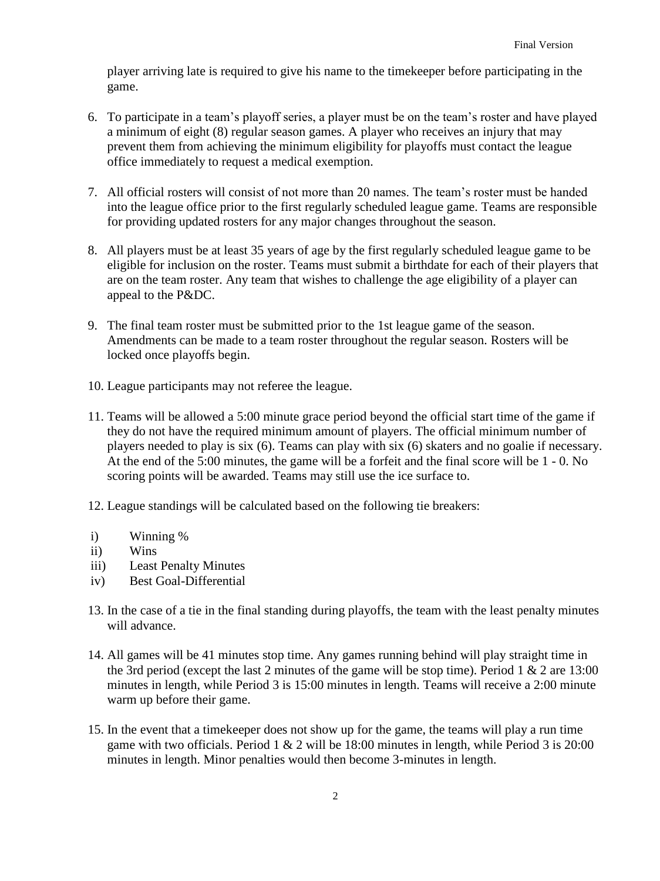player arriving late is required to give his name to the timekeeper before participating in the game.

6. To participate in a team's playoff series, a player must be on the team's roster and have played a minimum of eight (8) regular season games. A player who receives an injury that may prevent them from achieving the minimum eligibility for playoffs must contact the league office immediately to request a medical exemption.

7. All official rosters will consist of not more than 20 names. The team's roster must be handed into the league office prior to the first regularly scheduled league game. Teams are responsible for providing updated rosters for any major changes throughout the season.

8. All players must be at least 35 years of age by the first regularly scheduled league game to be eligible for inclusion on the roster. Teams must submit a birthdate for each of their players that are on the team roster. Any team that wishes to challenge the age eligibility of a player can appeal to the P&DC.

9. The final team roster must be submitted prior to the 1st league game of the season. Amendments can be made to a team roster throughout the regular season. Rosters will be locked once playoffs begin.

10. League participants may not referee the league.

11. Teams will be allowed a 5:00 minute grace period beyond the official start time of the game if they do not have the required minimum amount of players. The official minimum number of players needed to play is six (6). Teams can play with six (6) skaters and no goalie if necessary. At the end of the 5:00 minutes, the game will be a forfeit and the final score will be 1 - 0. No scoring points will be awarded. Teams may still use the ice surface to.

12. League standings will be calculated based on the following tie breakers:

 i) Winning %
 ii) Wins
 iii) Least Penalty Minutes
 iv) Best Goal-Differential

13. In the case of a tie in the final standing during playoffs, the team with the least penalty minutes will advance.

14. All games will be 41 minutes stop time. Any games running behind will play straight time in the 3rd period (except the last 2 minutes of the game will be stop time). Period 1 & 2 are 13:00 minutes in length, while Period 3 is 15:00 minutes in length. Teams will receive a 2:00 minute warm up before their game.

15. In the event that a timekeeper does not show up for the game, the teams will play a run time game with two officials. Period 1 & 2 will be 18:00 minutes in length, while Period 3 is 20:00 minutes in length. Minor penalties would then become 3-minutes in length.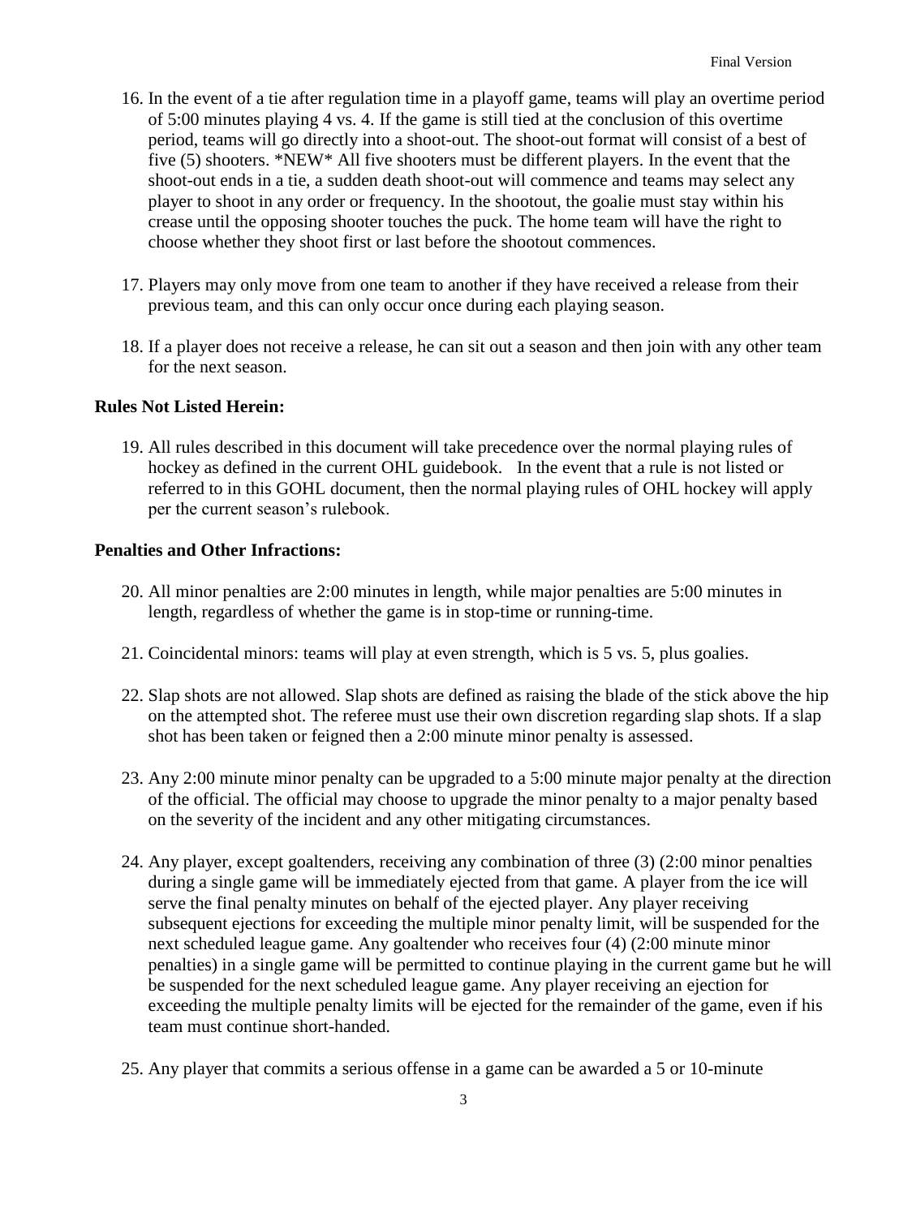16. In the event of a tie after regulation time in a playoff game, teams will play an overtime period of 5:00 minutes playing 4 vs. 4. If the game is still tied at the conclusion of this overtime period, teams will go directly into a shoot-out. The shoot-out format will consist of a best of five (5) shooters. *NEW* All five shooters must be different players. In the event that the shoot-out ends in a tie, a sudden death shoot-out will commence and teams may select any player to shoot in any order or frequency. In the shootout, the goalie must stay within his crease until the opposing shooter touches the puck. The home team will have the right to choose whether they shoot first or last before the shootout commences.

17. Players may only move from one team to another if they have received a release from their previous team, and this can only occur once during each playing season.

18. If a player does not receive a release, he can sit out a season and then join with any other team for the next season.

**Rules Not Listed Herein:**

19. All rules described in this document will take precedence over the normal playing rules of hockey as defined in the current OHL guidebook. In the event that a rule is not listed or referred to in this GOHL document, then the normal playing rules of OHL hockey will apply per the current season's rulebook.

**Penalties and Other Infractions:**

20. All minor penalties are 2:00 minutes in length, while major penalties are 5:00 minutes in length, regardless of whether the game is in stop-time or running-time.

21. Coincidental minors: teams will play at even strength, which is 5 vs. 5, plus goalies.

22. Slap shots are not allowed. Slap shots are defined as raising the blade of the stick above the hip on the attempted shot. The referee must use their own discretion regarding slap shots. If a slap shot has been taken or feigned then a 2:00 minute minor penalty is assessed.

23. Any 2:00 minute minor penalty can be upgraded to a 5:00 minute major penalty at the direction of the official. The official may choose to upgrade the minor penalty to a major penalty based on the severity of the incident and any other mitigating circumstances.

24. Any player, except goaltenders, receiving any combination of three (3) (2:00 minor penalties during a single game will be immediately ejected from that game. A player from the ice will serve the final penalty minutes on behalf of the ejected player. Any player receiving subsequent ejections for exceeding the multiple minor penalty limit, will be suspended for the next scheduled league game. Any goaltender who receives four (4) (2:00 minute minor penalties) in a single game will be permitted to continue playing in the current game but he will be suspended for the next scheduled league game. Any player receiving an ejection for exceeding the multiple penalty limits will be ejected for the remainder of the game, even if his team must continue short-handed.

25. Any player that commits a serious offense in a game can be awarded a 5 or 10-minute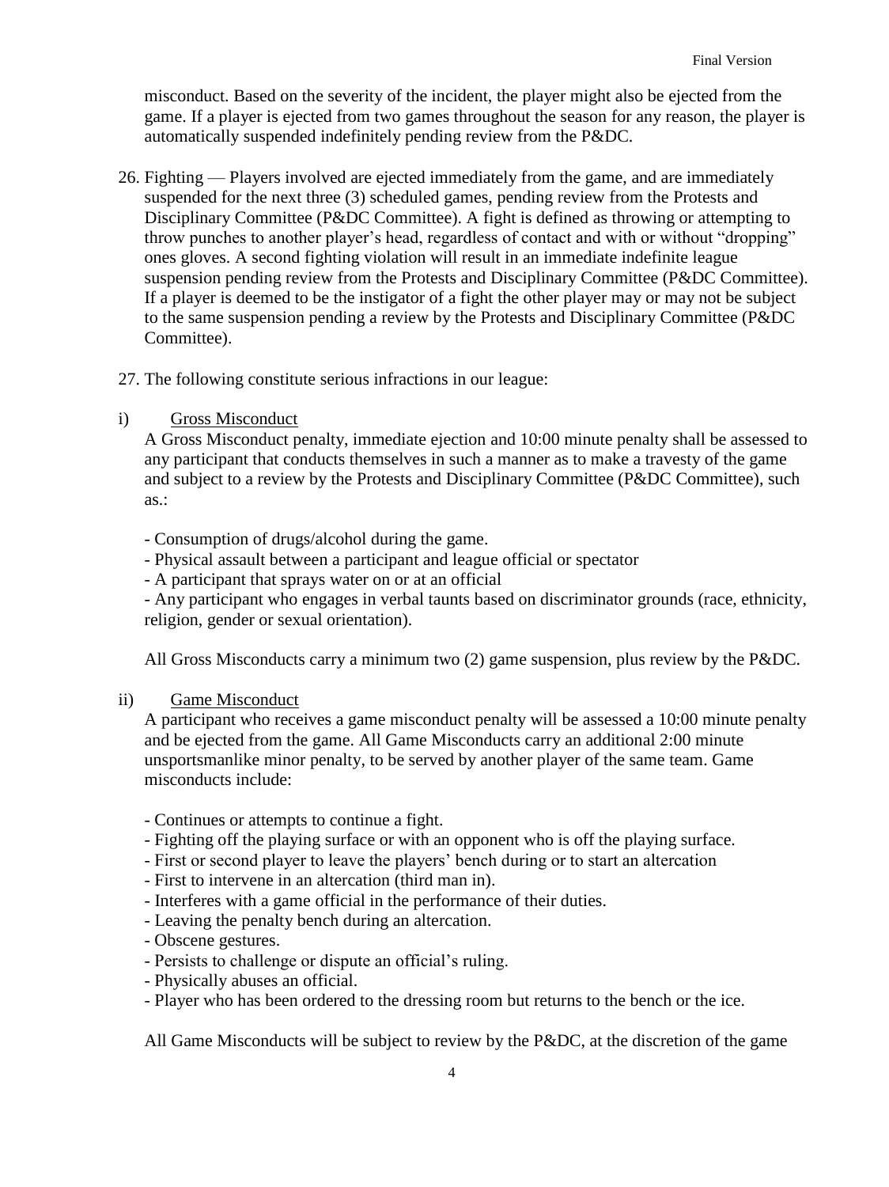misconduct. Based on the severity of the incident, the player might also be ejected from the game. If a player is ejected from two games throughout the season for any reason, the player is automatically suspended indefinitely pending review from the P&DC.

26. Fighting — Players involved are ejected immediately from the game, and are immediately suspended for the next three (3) scheduled games, pending review from the Protests and Disciplinary Committee (P&DC Committee). A fight is defined as throwing or attempting to throw punches to another player's head, regardless of contact and with or without "dropping" ones gloves. A second fighting violation will result in an immediate indefinite league suspension pending review from the Protests and Disciplinary Committee (P&DC Committee). If a player is deemed to be the instigator of a fight the other player may or may not be subject to the same suspension pending a review by the Protests and Disciplinary Committee (P&DC Committee).

27. The following constitute serious infractions in our league:

i) <u>Gross Misconduct</u>

A Gross Misconduct penalty, immediate ejection and 10:00 minute penalty shall be assessed to any participant that conducts themselves in such a manner as to make a travesty of the game and subject to a review by the Protests and Disciplinary Committee (P&DC Committee), such as.:

- Consumption of drugs/alcohol during the game.
- Physical assault between a participant and league official or spectator
- A participant that sprays water on or at an official
- Any participant who engages in verbal taunts based on discriminator grounds (race, ethnicity, religion, gender or sexual orientation).

All Gross Misconducts carry a minimum two (2) game suspension, plus review by the P&DC.

ii) <u>Game Misconduct</u>

A participant who receives a game misconduct penalty will be assessed a 10:00 minute penalty and be ejected from the game. All Game Misconducts carry an additional 2:00 minute unsportsmanlike minor penalty, to be served by another player of the same team. Game misconducts include:

- Continues or attempts to continue a fight.
- Fighting off the playing surface or with an opponent who is off the playing surface.
- First or second player to leave the players' bench during or to start an altercation
- First to intervene in an altercation (third man in).
- Interferes with a game official in the performance of their duties.
- Leaving the penalty bench during an altercation.
- Obscene gestures.
- Persists to challenge or dispute an official's ruling.
- Physically abuses an official.
- Player who has been ordered to the dressing room but returns to the bench or the ice.

All Game Misconducts will be subject to review by the P&DC, at the discretion of the game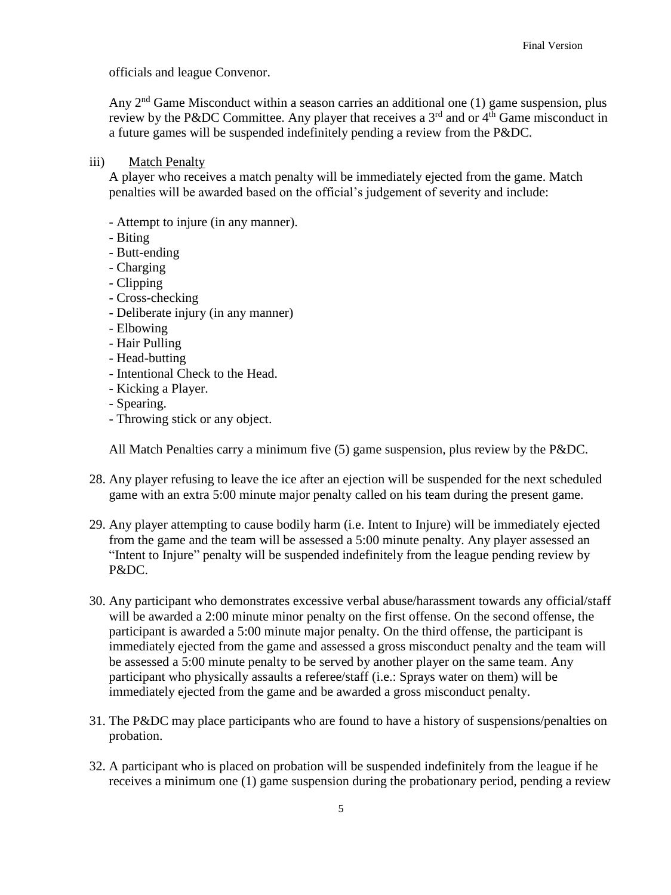officials and league Convenor.

Any 2nd Game Misconduct within a season carries an additional one (1) game suspension, plus review by the P&DC Committee. Any player that receives a 3rd and or 4th Game misconduct in a future games will be suspended indefinitely pending a review from the P&DC.

iii) Match Penalty

A player who receives a match penalty will be immediately ejected from the game. Match penalties will be awarded based on the official's judgement of severity and include:

- Attempt to injure (in any manner).
- Biting
- Butt-ending
- Charging
- Clipping
- Cross-checking
- Deliberate injury (in any manner)
- Elbowing
- Hair Pulling
- Head-butting
- Intentional Check to the Head.
- Kicking a Player.
- Spearing.
- Throwing stick or any object.

All Match Penalties carry a minimum five (5) game suspension, plus review by the P&DC.

28. Any player refusing to leave the ice after an ejection will be suspended for the next scheduled game with an extra 5:00 minute major penalty called on his team during the present game.

29. Any player attempting to cause bodily harm (i.e. Intent to Injure) will be immediately ejected from the game and the team will be assessed a 5:00 minute penalty. Any player assessed an "Intent to Injure" penalty will be suspended indefinitely from the league pending review by P&DC.

30. Any participant who demonstrates excessive verbal abuse/harassment towards any official/staff will be awarded a 2:00 minute minor penalty on the first offense. On the second offense, the participant is awarded a 5:00 minute major penalty. On the third offense, the participant is immediately ejected from the game and assessed a gross misconduct penalty and the team will be assessed a 5:00 minute penalty to be served by another player on the same team. Any participant who physically assaults a referee/staff (i.e.: Sprays water on them) will be immediately ejected from the game and be awarded a gross misconduct penalty.

31. The P&DC may place participants who are found to have a history of suspensions/penalties on probation.

32. A participant who is placed on probation will be suspended indefinitely from the league if he receives a minimum one (1) game suspension during the probationary period, pending a review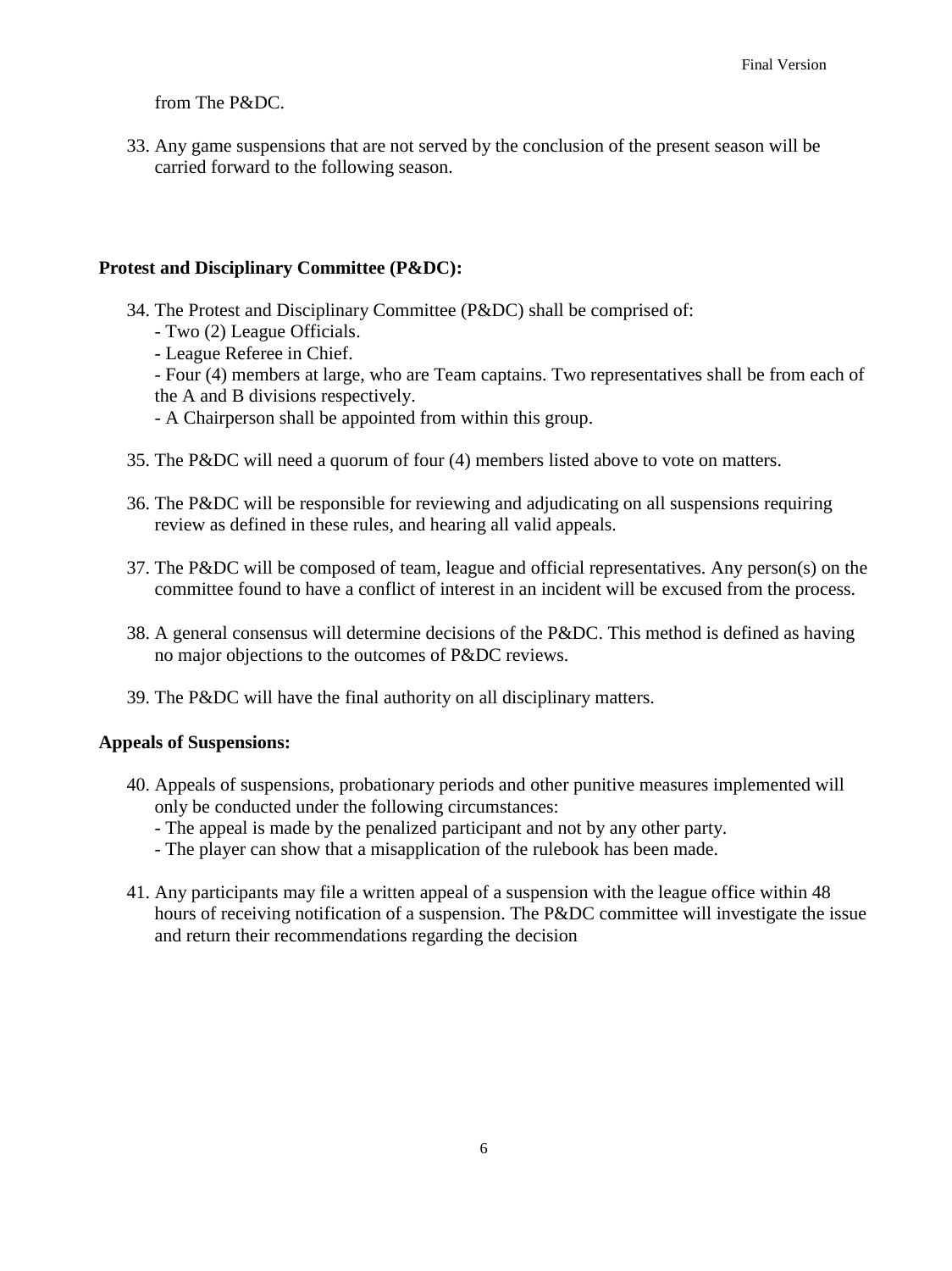from The P&DC.

33. Any game suspensions that are not served by the conclusion of the present season will be carried forward to the following season.

**Protest and Disciplinary Committee (P&DC):**

34. The Protest and Disciplinary Committee (P&DC) shall be comprised of:
    - Two (2) League Officials.
    - League Referee in Chief.
    - Four (4) members at large, who are Team captains. Two representatives shall be from each of the A and B divisions respectively.
    - A Chairperson shall be appointed from within this group.

35. The P&DC will need a quorum of four (4) members listed above to vote on matters.

36. The P&DC will be responsible for reviewing and adjudicating on all suspensions requiring review as defined in these rules, and hearing all valid appeals.

37. The P&DC will be composed of team, league and official representatives. Any person(s) on the committee found to have a conflict of interest in an incident will be excused from the process.

38. A general consensus will determine decisions of the P&DC. This method is defined as having no major objections to the outcomes of P&DC reviews.

39. The P&DC will have the final authority on all disciplinary matters.

**Appeals of Suspensions:**

40. Appeals of suspensions, probationary periods and other punitive measures implemented will only be conducted under the following circumstances:
    - The appeal is made by the penalized participant and not by any other party.
    - The player can show that a misapplication of the rulebook has been made.

41. Any participants may file a written appeal of a suspension with the league office within 48 hours of receiving notification of a suspension. The P&DC committee will investigate the issue and return their recommendations regarding the decision